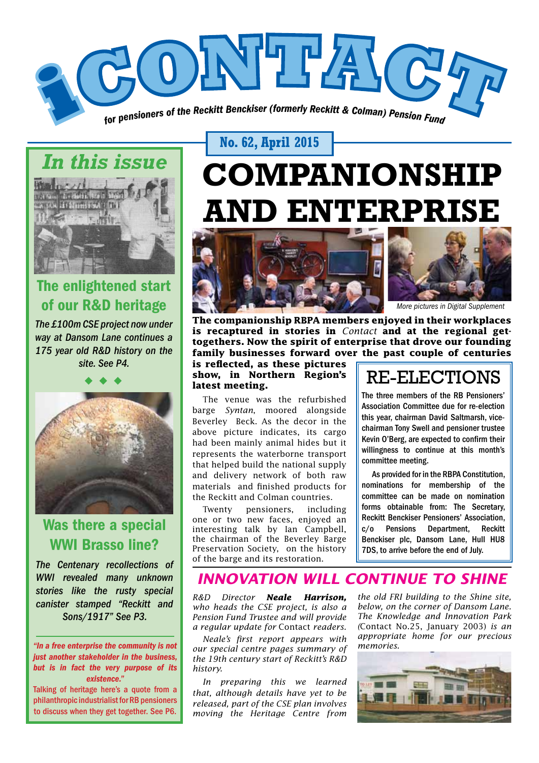# iCONTACT

*for pensioners of the Reckitt Benckiser (formerly Reckitt & Colman) Pension Fund*

**No. 62, April 2015**

## *In this issue*

### The enlightened start of our R&D heritage

*The £100m CSE project now under way at Dansom Lane continues a 175 year old R&D history on the site. See P4.*

◆ ◆ ◆

### Was there a special WWI Brasso line?

*The Centenary recollections of WWI revealed many unknown stories like the rusty special canister stamped "Reckitt and Sons/1917" See P3.*

***"In a free enterprise the community is not just another stakeholder in the business, but is in fact the very purpose of its existence."***

Talking of heritage here's a quote from a philanthropic industrialist for RB pensioners to discuss when they get together. See P6.

# COMPANIONSHIP AND ENTERPRISE

*More pictures in Digital Supplement*

**The companionship RBPA members enjoyed in their workplaces is recaptured in stories in *Contact* and at the regional get-togethers. Now the spirit of enterprise that drove our founding family businesses forward over the past couple of centuries is reflected, as these pictures show, in Northern Region's latest meeting.**

The venue was the refurbished barge *Syntan*, moored alongside Beverley Beck. As the decor in the above picture indicates, its cargo had been mainly animal hides but it represents the waterborne transport that helped build the national supply and delivery network of both raw materials and finished products for the Reckitt and Colman countries.

Twenty pensioners, including one or two new faces, enjoyed an interesting talk by Ian Campbell, the chairman of the Beverley Barge Preservation Society, on the history of the barge and its restoration.

## RE-ELECTIONS

The three members of the RB Pensioners' Association Committee due for re-election this year, chairman David Saltmarsh, vice-chairman Tony Swell and pensioner trustee Kevin O'Berg, are expected to confirm their willingness to continue at this month's committee meeting.

As provided for in the RBPA Constitution, nominations for membership of the committee can be made on nomination forms obtainable from: The Secretary, Reckitt Benckiser Pensioners' Association, c/o Pensions Department, Reckitt Benckiser plc, Dansom Lane, Hull HU8 7DS, to arrive before the end of July.

## *INNOVATION WILL CONTINUE TO SHINE*

*R&D Director **Neale Harrison,** who heads the CSE project, is also a Pension Fund Trustee and will provide a regular update for* Contact *readers.*

*Neale's first report appears with our special centre pages summary of the 19th century start of Reckitt's R&D history.*

*In preparing this we learned that, although details have yet to be released, part of the CSE plan involves moving the Heritage Centre from the old FRI building to the Shine site, below, on the corner of Dansom Lane. The Knowledge and Innovation Park (*Contact No.25, January 2003*) is an appropriate home for our precious memories.*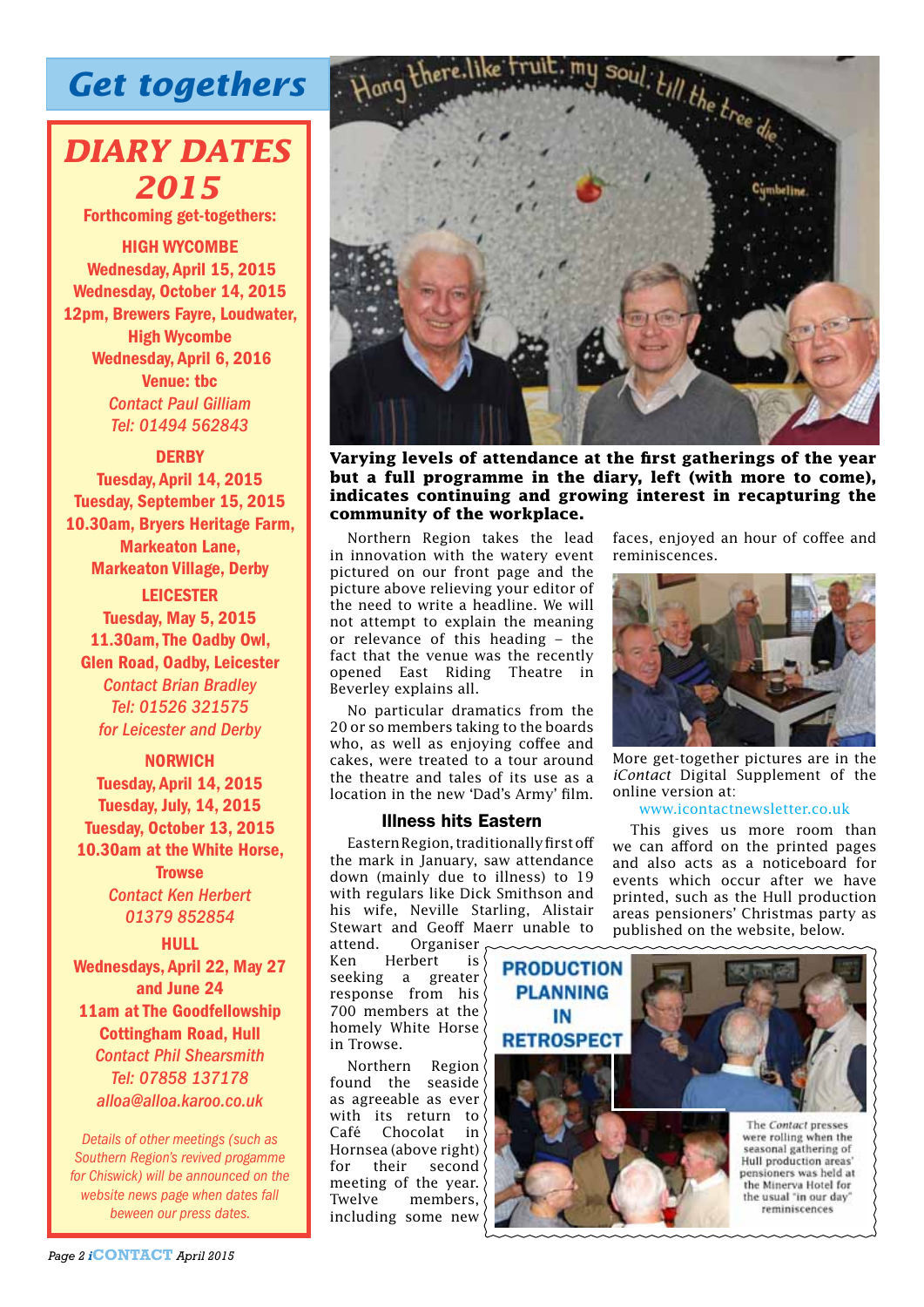# Get togethers

## DIARY DATES 2015

**Forthcoming get-togethers:**

**HIGH WYCOMBE**
**Wednesday, April 15, 2015**
**Wednesday, October 14, 2015**
**12pm, Brewers Fayre, Loudwater, High Wycombe**
**Wednesday, April 6, 2016**
**Venue: tbc**
*Contact Paul Gilliam*
*Tel: 01494 562843*

**DERBY**
**Tuesday, April 14, 2015**
**Tuesday, September 15, 2015**
**10.30am, Bryers Heritage Farm, Markeaton Lane, Markeaton Village, Derby**

**LEICESTER**
**Tuesday, May 5, 2015**
**11.30am, The Oadby Owl, Glen Road, Oadby, Leicester**
*Contact Brian Bradley*
*Tel: 01526 321575*
*for Leicester and Derby*

**NORWICH**
**Tuesday, April 14, 2015**
**Tuesday, July, 14, 2015**
**Tuesday, October 13, 2015**
**10.30am at the White Horse, Trowse**
*Contact Ken Herbert*
*01379 852854*

**HULL**
**Wednesdays, April 22, May 27 and June 24**
**11am at The Goodfellowship Cottingham Road, Hull**
*Contact Phil Shearsmith*
*Tel: 07858 137178*
*alloa@alloa.karoo.co.uk*

*Details of other meetings (such as Southern Region's revived progamme for Chiswick) will be announced on the website news page when dates fall beween our press dates.*

---

**Varying levels of attendance at the first gatherings of the year but a full programme in the diary, left (with more to come), indicates continuing and growing interest in recapturing the community of the workplace.**

Northern Region takes the lead in innovation with the watery event pictured on our front page and the picture above relieving your editor of the need to write a headline. We will not attempt to explain the meaning or relevance of this heading – the fact that the venue was the recently opened East Riding Theatre in Beverley explains all.

No particular dramatics from the 20 or so members taking to the boards who, as well as enjoying coffee and cakes, were treated to a tour around the theatre and tales of its use as a location in the new 'Dad's Army' film.

### Illness hits Eastern

Eastern Region, traditionally first off the mark in January, saw attendance down (mainly due to illness) to 19 with regulars like Dick Smithson and his wife, Neville Starling, Alistair Stewart and Geoff Maerr unable to attend. Organiser Ken Herbert is seeking a greater response from his 700 members at the homely White Horse in Trowse.

Northern Region found the seaside as agreeable as ever with its return to Café Chocolat in Hornsea (above right) for their second meeting of the year. Twelve members, including some new faces, enjoyed an hour of coffee and reminiscences.

More get-together pictures are in the *iContact* Digital Supplement of the online version at:

www.icontactnewsletter.co.uk

This gives us more room than we can afford on the printed pages and also acts as a noticeboard for events which occur after we have printed, such as the Hull production areas pensioners' Christmas party as published on the website, below.

**PRODUCTION PLANNING IN RETROSPECT**

The *Contact* presses were rolling when the seasonal gathering of Hull production areas' pensioners was held at the Minerva Hotel for the usual "in our day" reminiscences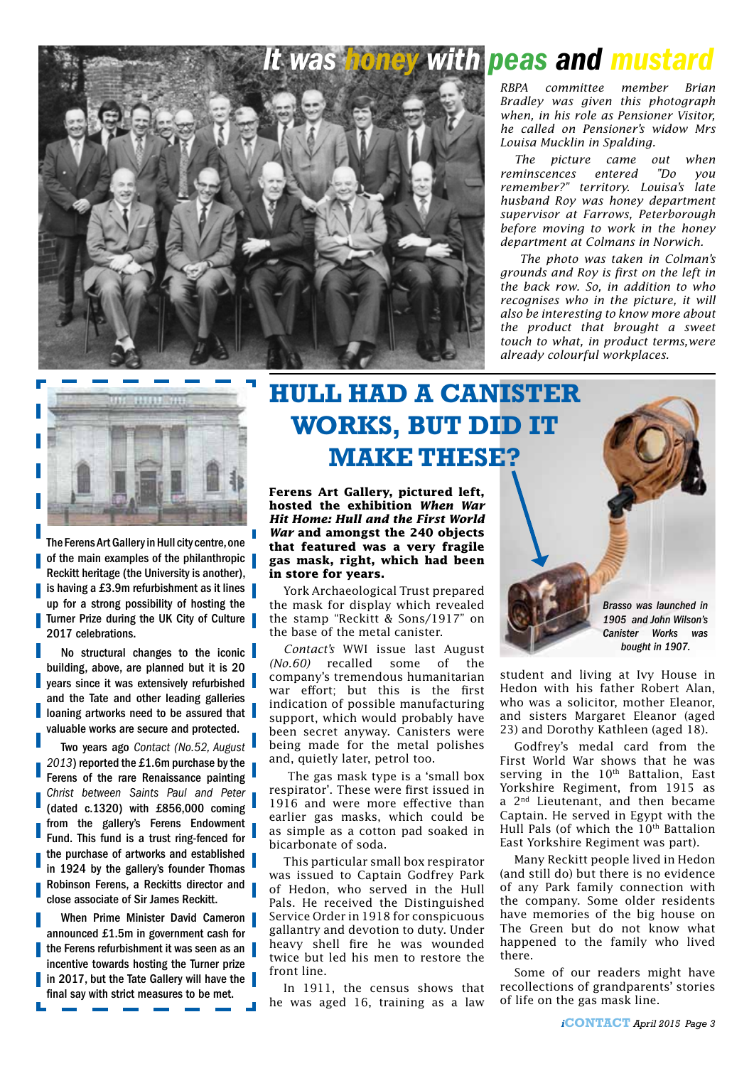# It was honey with peas and mustard

*RBPA committee member Brian Bradley was given this photograph when, in his role as Pensioner Visitor, he called on Pensioner's widow Mrs Louisa Mucklin in Spalding.*

*The picture came out when reminscences entered "Do you remember?" territory. Louisa's late husband Roy was honey department supervisor at Farrows, Peterborough before moving to work in the honey department at Colmans in Norwich.*

*The photo was taken in Colman's grounds and Roy is first on the left in the back row. So, in addition to who recognises who in the picture, it will also be interesting to know more about the product that brought a sweet touch to what, in product terms,were already colourful workplaces.*

The Ferens Art Gallery in Hull city centre, one of the main examples of the philanthropic Reckitt heritage (the University is another), is having a £3.9m refurbishment as it lines up for a strong possibility of hosting the Turner Prize during the UK City of Culture 2017 celebrations.

No structural changes to the iconic building, above, are planned but it is 20 years since it was extensively refurbished and the Tate and other leading galleries loaning artworks need to be assured that valuable works are secure and protected.

Two years ago *Contact (No.52, August 2013*) reported the £1.6m purchase by the Ferens of the rare Renaissance painting *Christ between Saints Paul and Peter* (dated c.1320) with £856,000 coming from the gallery's Ferens Endowment Fund. This fund is a trust ring-fenced for the purchase of artworks and established in 1924 by the gallery's founder Thomas Robinson Ferens, a Reckitts director and close associate of Sir James Reckitt.

When Prime Minister David Cameron announced £1.5m in government cash for the Ferens refurbishment it was seen as an incentive towards hosting the Turner prize in 2017, but the Tate Gallery will have the final say with strict measures to be met.

# HULL HAD A CANISTER WORKS, BUT DID IT MAKE THESE?

**Ferens Art Gallery, pictured left, hosted the exhibition *When War Hit Home: Hull and the First World War* and amongst the 240 objects that featured was a very fragile gas mask, right, which had been in store for years.**

York Archaeological Trust prepared the mask for display which revealed the stamp "Reckitt & Sons/1917" on the base of the metal canister.

*Contact's* WWI issue last August *(No.60)* recalled some of the company's tremendous humanitarian war effort; but this is the first indication of possible manufacturing support, which would probably have been secret anyway. Canisters were being made for the metal polishes and, quietly later, petrol too.

The gas mask type is a 'small box respirator'. These were first issued in 1916 and were more effective than earlier gas masks, which could be as simple as a cotton pad soaked in bicarbonate of soda.

This particular small box respirator was issued to Captain Godfrey Park of Hedon, who served in the Hull Pals. He received the Distinguished Service Order in 1918 for conspicuous gallantry and devotion to duty. Under heavy shell fire he was wounded twice but led his men to restore the front line.

In 1911, the census shows that he was aged 16, training as a law student and living at Ivy House in Hedon with his father Robert Alan, who was a solicitor, mother Eleanor, and sisters Margaret Eleanor (aged 23) and Dorothy Kathleen (aged 18).

Godfrey's medal card from the First World War shows that he was serving in the 10th Battalion, East Yorkshire Regiment, from 1915 as a 2nd Lieutenant, and then became Captain. He served in Egypt with the Hull Pals (of which the 10th Battalion East Yorkshire Regiment was part).

Many Reckitt people lived in Hedon (and still do) but there is no evidence of any Park family connection with the company. Some older residents have memories of the big house on The Green but do not know what happened to the family who lived there.

Some of our readers might have recollections of grandparents' stories of life on the gas mask line.

*Brasso was launched in 1905 and John Wilson's Canister Works was bought in 1907.*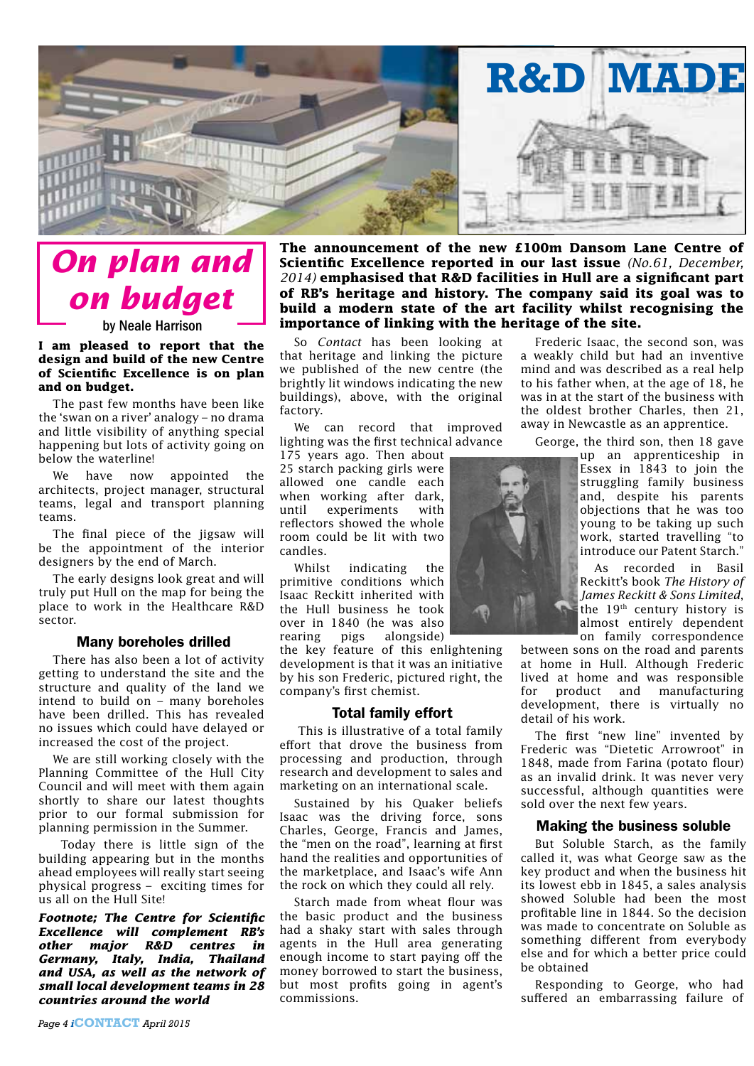# R&D MADE

## On plan and on budget

by Neale Harrison

**I am pleased to report that the design and build of the new Centre of Scientific Excellence is on plan and on budget.**

The past few months have been like the 'swan on a river' analogy – no drama and little visibility of anything special happening but lots of activity going on below the waterline!

We have now appointed the architects, project manager, structural teams, legal and transport planning teams.

The final piece of the jigsaw will be the appointment of the interior designers by the end of March.

The early designs look great and will truly put Hull on the map for being the place to work in the Healthcare R&D sector.

### Many boreholes drilled

There has also been a lot of activity getting to understand the site and the structure and quality of the land we intend to build on – many boreholes have been drilled. This has revealed no issues which could have delayed or increased the cost of the project.

We are still working closely with the Planning Committee of the Hull City Council and will meet with them again shortly to share our latest thoughts prior to our formal submission for planning permission in the Summer.

Today there is little sign of the building appearing but in the months ahead employees will really start seeing physical progress – exciting times for us all on the Hull Site!

***Footnote; The Centre for Scientific Excellence will complement RB's other major R&D centres in Germany, Italy, India, Thailand and USA, as well as the network of small local development teams in 28 countries around the world***

**The announcement of the new £100m Dansom Lane Centre of Scientific Excellence reported in our last issue** *(No.61, December, 2014)* **emphasised that R&D facilities in Hull are a significant part of RB's heritage and history. The company said its goal was to build a modern state of the art facility whilst recognising the importance of linking with the heritage of the site.**

So *Contact* has been looking at that heritage and linking the picture we published of the new centre (the brightly lit windows indicating the new buildings), above, with the original factory.

We can record that improved lighting was the first technical advance 175 years ago. Then about 25 starch packing girls were allowed one candle each when working after dark, until experiments with reflectors showed the whole room could be lit with two candles.

Whilst indicating the primitive conditions which Isaac Reckitt inherited with the Hull business he took over in 1840 (he was also rearing pigs alongside) the key feature of this enlightening development is that it was an initiative by his son Frederic, pictured right, the company's first chemist.

### Total family effort

This is illustrative of a total family effort that drove the business from processing and production, through research and development to sales and marketing on an international scale.

Sustained by his Quaker beliefs Isaac was the driving force, sons Charles, George, Francis and James, the "men on the road", learning at first hand the realities and opportunities of the marketplace, and Isaac's wife Ann the rock on which they could all rely.

Starch made from wheat flour was the basic product and the business had a shaky start with sales through agents in the Hull area generating enough income to start paying off the money borrowed to start the business, but most profits going in agent's commissions.

Frederic Isaac, the second son, was a weakly child but had an inventive mind and was described as a real help to his father when, at the age of 18, he was in at the start of the business with the oldest brother Charles, then 21, away in Newcastle as an apprentice.

George, the third son, then 18 gave up an apprenticeship in Essex in 1843 to join the struggling family business and, despite his parents objections that he was too young to be taking up such work, started travelling "to introduce our Patent Starch."

As recorded in Basil Reckitt's book *The History of James Reckitt & Sons Limited*, the 19th century history is almost entirely dependent on family correspondence between sons on the road and parents at home in Hull. Although Frederic lived at home and was responsible for product and manufacturing development, there is virtually no detail of his work.

The first "new line" invented by Frederic was "Dietetic Arrowroot" in 1848, made from Farina (potato flour) as an invalid drink. It was never very successful, although quantities were sold over the next few years.

### Making the business soluble

But Soluble Starch, as the family called it, was what George saw as the key product and when the business hit its lowest ebb in 1845, a sales analysis showed Soluble had been the most profitable line in 1844. So the decision was made to concentrate on Soluble as something different from everybody else and for which a better price could be obtained

Responding to George, who had suffered an embarrassing failure of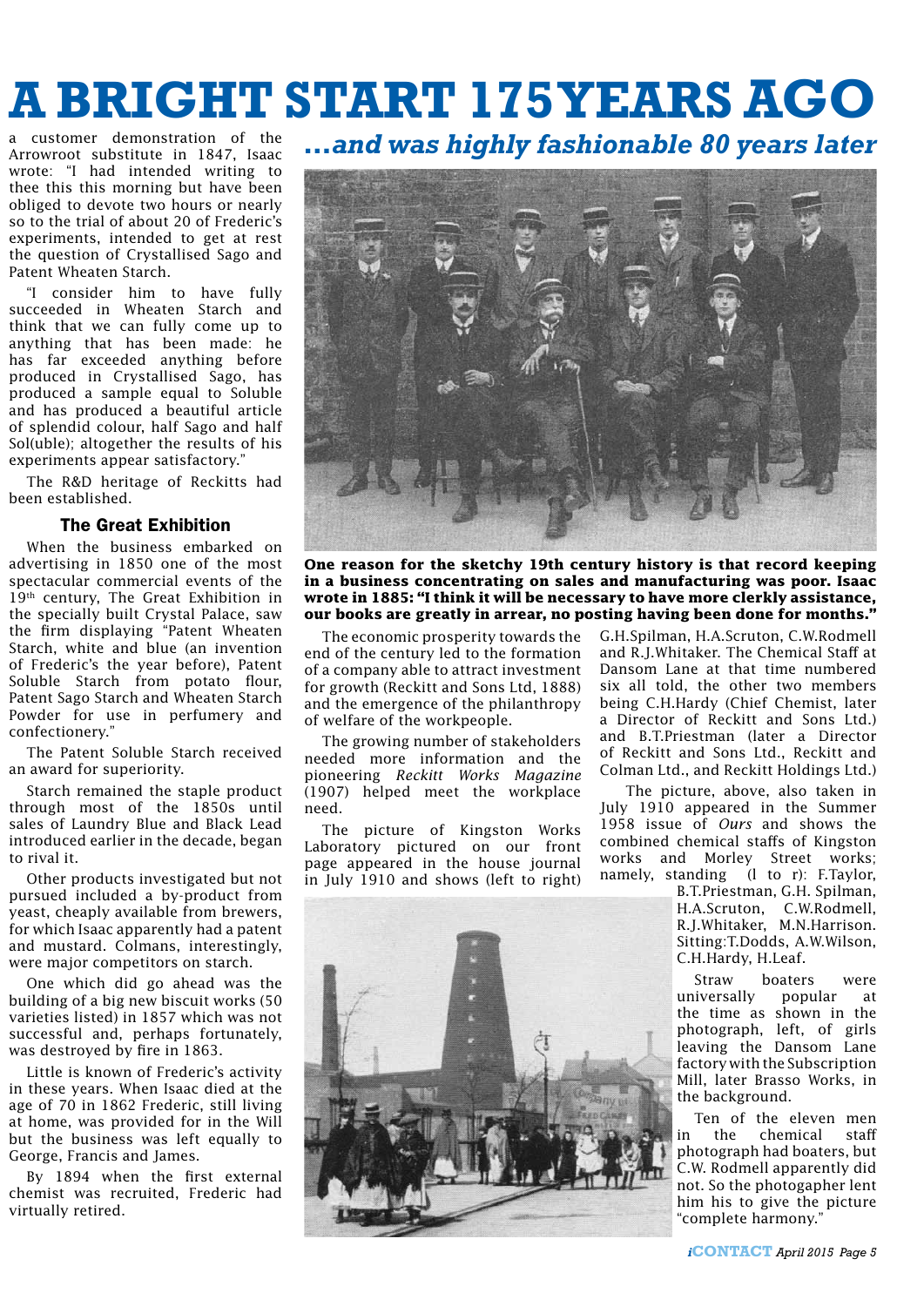# A BRIGHT START 175 YEARS AGO

## ...and was highly fashionable 80 years later

a customer demonstration of the Arrowroot substitute in 1847, Isaac wrote: "I had intended writing to thee this this morning but have been obliged to devote two hours or nearly so to the trial of about 20 of Frederic's experiments, intended to get at rest the question of Crystallised Sago and Patent Wheaten Starch.

"I consider him to have fully succeeded in Wheaten Starch and think that we can fully come up to anything that has been made: he has far exceeded anything before produced in Crystallised Sago, has produced a sample equal to Soluble and has produced a beautiful article of splendid colour, half Sago and half Sol(uble); altogether the results of his experiments appear satisfactory."

The R&D heritage of Reckitts had been established.

### The Great Exhibition

When the business embarked on advertising in 1850 one of the most spectacular commercial events of the 19th century, The Great Exhibition in the specially built Crystal Palace, saw the firm displaying "Patent Wheaten Starch, white and blue (an invention of Frederic's the year before), Patent Soluble Starch from potato flour, Patent Sago Starch and Wheaten Starch Powder for use in perfumery and confectionery."

The Patent Soluble Starch received an award for superiority.

Starch remained the staple product through most of the 1850s until sales of Laundry Blue and Black Lead introduced earlier in the decade, began to rival it.

Other products investigated but not pursued included a by-product from yeast, cheaply available from brewers, for which Isaac apparently had a patent and mustard. Colmans, interestingly, were major competitors on starch.

One which did go ahead was the building of a big new biscuit works (50 varieties listed) in 1857 which was not successful and, perhaps fortunately, was destroyed by fire in 1863.

Little is known of Frederic's activity in these years. When Isaac died at the age of 70 in 1862 Frederic, still living at home, was provided for in the Will but the business was left equally to George, Francis and James.

By 1894 when the first external chemist was recruited, Frederic had virtually retired.

**One reason for the sketchy 19th century history is that record keeping in a business concentrating on sales and manufacturing was poor. Isaac wrote in 1885: "I think it will be necessary to have more clerkly assistance, our books are greatly in arrear, no posting having been done for months."**

The economic prosperity towards the end of the century led to the formation of a company able to attract investment for growth (Reckitt and Sons Ltd, 1888) and the emergence of the philanthropy of welfare of the workpeople.

The growing number of stakeholders needed more information and the pioneering *Reckitt Works Magazine* (1907) helped meet the workplace need.

The picture of Kingston Works Laboratory pictured on our front page appeared in the house journal in July 1910 and shows (left to right) G.H.Spilman, H.A.Scruton, C.W.Rodmell and R.J.Whitaker. The Chemical Staff at Dansom Lane at that time numbered six all told, the other two members being C.H.Hardy (Chief Chemist, later a Director of Reckitt and Sons Ltd.) and B.T.Priestman (later a Director of Reckitt and Sons Ltd., Reckitt and Colman Ltd., and Reckitt Holdings Ltd.)

The picture, above, also taken in July 1910 appeared in the Summer 1958 issue of *Ours* and shows the combined chemical staffs of Kingston works and Morley Street works; namely, standing (l to r): F.Taylor, B.T.Priestman, G.H. Spilman, H.A.Scruton, C.W.Rodmell, R.J.Whitaker, M.N.Harrison. Sitting: T.Dodds, A.W.Wilson, C.H.Hardy, H.Leaf.

Straw boaters were universally popular at the time as shown in the photograph, left, of girls leaving the Dansom Lane factory with the Subscription Mill, later Brasso Works, in the background.

Ten of the eleven men in the chemical staff photograph had boaters, but C.W. Rodmell apparently did not. So the photogapher lent him his to give the picture "complete harmony."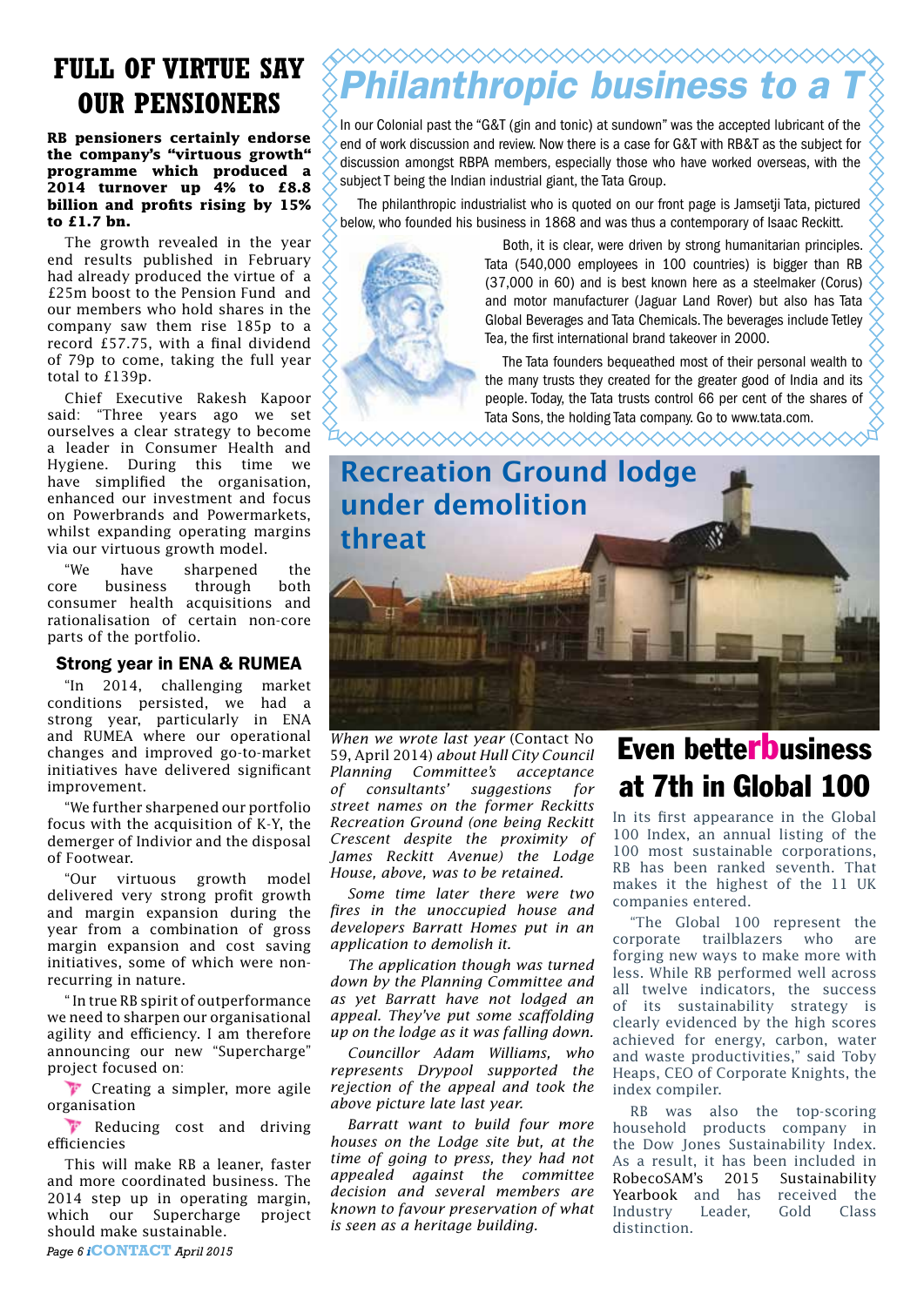# FULL OF VIRTUE SAY OUR PENSIONERS

**RB pensioners certainly endorse the company's "virtuous growth" programme which produced a 2014 turnover up 4% to £8.8 billion and profits rising by 15% to £1.7 bn.**

The growth revealed in the year end results published in February had already produced the virtue of a £25m boost to the Pension Fund and our members who hold shares in the company saw them rise 185p to a record £57.75, with a final dividend of 79p to come, taking the full year total to £139p.

Chief Executive Rakesh Kapoor said: "Three years ago we set ourselves a clear strategy to become a leader in Consumer Health and Hygiene. During this time we have simplified the organisation, enhanced our investment and focus on Powerbrands and Powermarkets, whilst expanding operating margins via our virtuous growth model.

"We have sharpened the core business through both consumer health acquisitions and rationalisation of certain non-core parts of the portfolio.

### Strong year in ENA & RUMEA

"In 2014, challenging market conditions persisted, we had a strong year, particularly in ENA and RUMEA where our operational changes and improved go-to-market initiatives have delivered significant improvement.

"We further sharpened our portfolio focus with the acquisition of K-Y, the demerger of Indivior and the disposal of Footwear.

"Our virtuous growth model delivered very strong profit growth and margin expansion during the year from a combination of gross margin expansion and cost saving initiatives, some of which were non-recurring in nature.

" In true RB spirit of outperformance we need to sharpen our organisational agility and efficiency. I am therefore announcing our new "Supercharge" project focused on:

- Creating a simpler, more agile organisation
- Reducing cost and driving efficiencies

This will make RB a leaner, faster and more coordinated business. The 2014 step up in operating margin, which our Supercharge project should make sustainable.

# Philanthropic business to a T

In our Colonial past the "G&T (gin and tonic) at sundown" was the accepted lubricant of the end of work discussion and review. Now there is a case for G&T with RB&T as the subject for discussion amongst RBPA members, especially those who have worked overseas, with the subject T being the Indian industrial giant, the Tata Group.

The philanthropic industrialist who is quoted on our front page is Jamsetji Tata, pictured below, who founded his business in 1868 and was thus a contemporary of Isaac Reckitt.

Both, it is clear, were driven by strong humanitarian principles. Tata (540,000 employees in 100 countries) is bigger than RB (37,000 in 60) and is best known here as a steelmaker (Corus) and motor manufacturer (Jaguar Land Rover) but also has Tata Global Beverages and Tata Chemicals. The beverages include Tetley Tea, the first international brand takeover in 2000.

The Tata founders bequeathed most of their personal wealth to the many trusts they created for the greater good of India and its people. Today, the Tata trusts control 66 per cent of the shares of Tata Sons, the holding Tata company. Go to www.tata.com.

# Recreation Ground lodge under demolition threat

*When we wrote last year* (Contact No 59, April 2014) *about Hull City Council Planning Committee's acceptance of consultants' suggestions for street names on the former Reckitts Recreation Ground (one being Reckitt Crescent despite the proximity of James Reckitt Avenue) the Lodge House, above, was to be retained.*

*Some time later there were two fires in the unoccupied house and developers Barratt Homes put in an application to demolish it.*

*The application though was turned down by the Planning Committee and as yet Barratt have not lodged an appeal. They've put some scaffolding up on the lodge as it was falling down.*

*Councillor Adam Williams, who represents Drypool supported the rejection of the appeal and took the above picture late last year.*

*Barratt want to build four more houses on the Lodge site but, at the time of going to press, they had not appealed against the committee decision and several members are known to favour preservation of what is seen as a heritage building.*

# Even better rb business at 7th in Global 100

In its first appearance in the Global 100 Index, an annual listing of the 100 most sustainable corporations, RB has been ranked seventh. That makes it the highest of the 11 UK companies entered.

"The Global 100 represent the corporate trailblazers who are forging new ways to make more with less. While RB performed well across all twelve indicators, the success of its sustainability strategy is clearly evidenced by the high scores achieved for energy, carbon, water and waste productivities," said Toby Heaps, CEO of Corporate Knights, the index compiler.

RB was also the top-scoring household products company in the Dow Jones Sustainability Index. As a result, it has been included in RobecoSAM's 2015 Sustainability Yearbook and has received the Industry Leader, Gold Class distinction.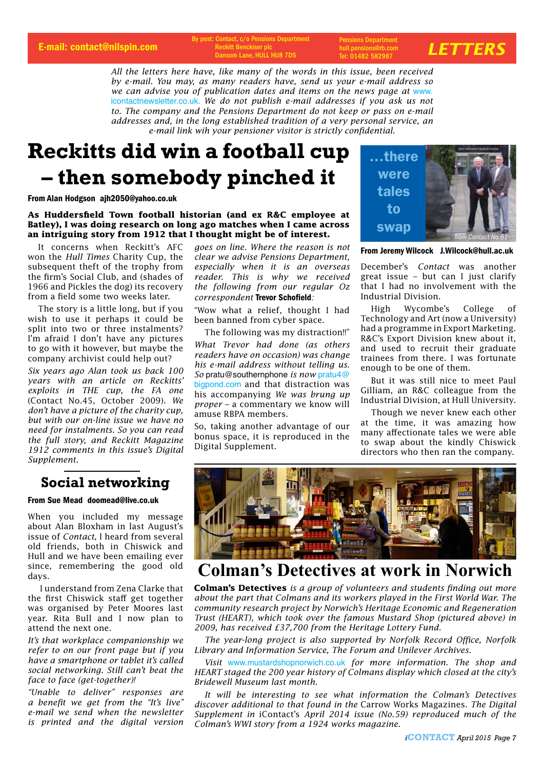E-mail: contact@nilspin.com

By post: Contact, c/o Pensions Department
Reckitt Benckiser plc
Dansom Lane, HULL HU8 7DS

Pensions Department
hull.pensions@rb.com
Tel: 01482 582987

# LETTERS

*All the letters here have, like many of the words in this issue, been received by e-mail. You may, as many readers have, send us your e-mail address so we can advise you of publication dates and items on the news page at* www.icontactnewsletter.co.uk. *We do not publish e-mail addresses if you ask us not to. The company and the Pensions Department do not keep or pass on e-mail addresses and, in the long established tradition of a very personal service, an e-mail link wih your pensioner visitor is strictly confidential.*

## Reckitts did win a football cup – then somebody pinched it

**From Alan Hodgson ajh2050@yahoo.co.uk**

**As Huddersfield Town football historian (and ex R&C employee at Batley), I was doing research on long ago matches when I came across an intriguing story from 1912 that I thought might be of interest.**

It concerns when Reckitt's AFC won the *Hull Times* Charity Cup, the subsequent theft of the trophy from the firm's Social Club, and (shades of 1966 and Pickles the dog) its recovery from a field some two weeks later.

The story is a little long, but if you wish to use it perhaps it could be split into two or three instalments? I'm afraid I don't have any pictures to go with it however, but maybe the company archivist could help out?

*Six years ago Alan took us back 100 years with an article on Reckitts' exploits in THE cup, the FA one* (Contact No.45, October 2009). *We don't have a picture of the charity cup, but with our on-line issue we have no need for instalments. So you can read the full story, and Reckitt Magazine 1912 comments in this issue's Digital Supplement.*

## Social networking

**From Sue Mead doomead@live.co.uk**

When you included my message about Alan Bloxham in last August's issue of *Contact*, I heard from several old friends, both in Chiswick and Hull and we have been emailing ever since, remembering the good old days.

I understand from Zena Clarke that the first Chiswick staff get together was organised by Peter Moores last year. Rita Bull and I now plan to attend the next one.

*It's that workplace companionship we refer to on our front page but if you have a smartphone or tablet it's called social networking. Still can't beat the face to face (get-together)!*

*"Unable to deliver" responses are a benefit we get from the "It's live" e-mail we send when the newsletter is printed and the digital version goes on line. Where the reason is not clear we advise Pensions Department, especially when it is an overseas reader. This is why we received the following from our regular Oz correspondent* **Trevor Schofield**:

"Wow what a relief, thought I had been banned from cyber space.

The following was my distraction!!"

*What Trevor had done (as others readers have on occasion) was change his e-mail address without telling us. So* pratu@southernphone *is now* pratu4@bigpond.com and that distraction was his accompanying *We was brung up proper* – a commentary we know will amuse RBPA members.

So, taking another advantage of our bonus space, it is reproduced in the Digital Supplement.

## …there were tales to swap

from Contact No.61

**From Jeremy Wilcock J.Wilcock@hull.ac.uk**

December's *Contact* was another great issue – but can I just clarify that I had no involvement with the Industrial Division.

High Wycombe's College of Technology and Art (now a University) had a programme in Export Marketing. R&C's Export Division knew about it, and used to recruit their graduate trainees from there. I was fortunate enough to be one of them.

But it was still nice to meet Paul Gilliam, an R&C colleague from the Industrial Division, at Hull University.

Though we never knew each other at the time, it was amazing how many affectionate tales we were able to swap about the kindly Chiswick directors who then ran the company.

## Colman's Detectives at work in Norwich

**Colman's Detectives** *is a group of volunteers and students finding out more about the part that Colmans and its workers played in the First World War. The community research project by Norwich's Heritage Economic and Regeneration Trust (HEART), which took over the famous Mustard Shop (pictured above) in 2009, has received £37,700 from the Heritage Lottery Fund.*

*The year-long project is also supported by Norfolk Record Office, Norfolk Library and Information Service, The Forum and Unilever Archives.*

*Visit* www.mustardshopnorwich.co.uk *for more information. The shop and HEART staged the 200 year history of Colmans display which closed at the city's Bridewell Museum last month.*

*It will be interesting to see what information the Colman's Detectives discover additional to that found in the* Carrow Works Magazines. *The Digital Supplement in* iContact's *April 2014 issue (No.59) reproduced much of the Colman's WWI story from a 1924 works magazine.*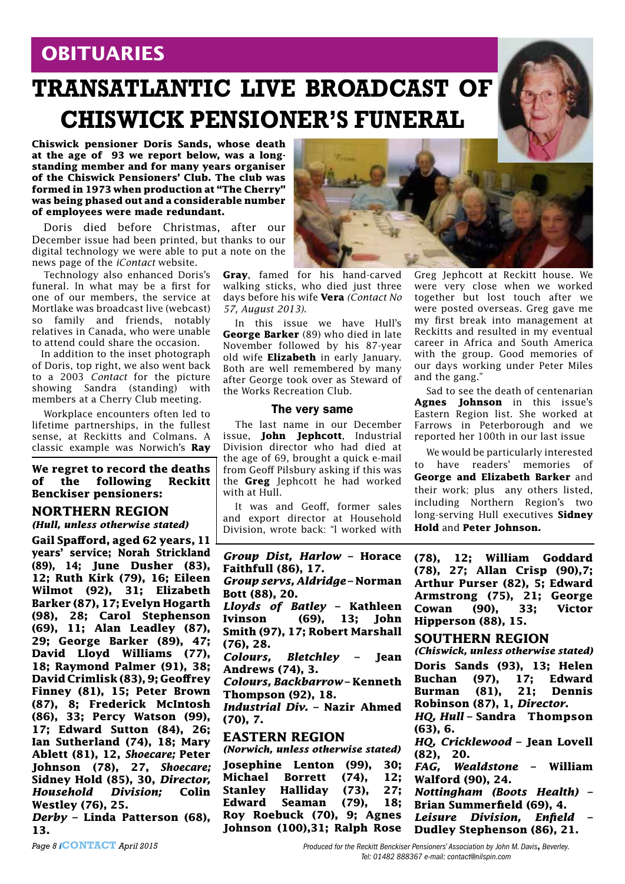## OBITUARIES

# TRANSATLANTIC LIVE BROADCAST OF CHISWICK PENSIONER'S FUNERAL

**Chiswick pensioner Doris Sands, whose death at the age of 93 we report below, was a long-standing member and for many years organiser of the Chiswick Pensioners' Club. The club was formed in 1973 when production at "The Cherry" was being phased out and a considerable number of employees were made redundant.**

Doris died before Christmas, after our December issue had been printed, but thanks to our digital technology we were able to put a note on the news page of the *iContact* website.

Technology also enhanced Doris's funeral. In what may be a first for one of our members, the service at Mortlake was broadcast live (webcast) so family and friends, notably relatives in Canada, who were unable to attend could share the occasion.

In addition to the inset photograph of Doris, top right, we also went back to a 2003 *Contact* for the picture showing Sandra (standing) with members at a Cherry Club meeting.

Workplace encounters often led to lifetime partnerships, in the fullest sense, at Reckitts and Colmans. A classic example was Norwich's **Ray Gray**, famed for his hand-carved walking sticks, who died just three days before his wife **Vera** *(Contact No 57, August 2013)*.

In this issue we have Hull's **George Barker** (89) who died in late November followed by his 87-year old wife **Elizabeth** in early January. Both are well remembered by many after George took over as Steward of the Works Recreation Club.

### The very same

The last name in our December issue, **John Jephcott**, Industrial Division director who had died at the age of 69, brought a quick e-mail from Geoff Pilsbury asking if this was the **Greg** Jephcott he had worked with at Hull.

It was and Geoff, former sales and export director at Household Division, wrote back: "I worked with Greg Jephcott at Reckitt house. We were very close when we worked together but lost touch after we were posted overseas. Greg gave me my first break into management at Reckitts and resulted in my eventual career in Africa and South America with the group. Good memories of our days working under Peter Miles and the gang."

Sad to see the death of centenarian **Agnes Johnson** in this issue's Eastern Region list. She worked at Farrows in Peterborough and we reported her 100th in our last issue

We would be particularly interested to have readers' memories of **George and Elizabeth Barker** and their work; plus any others listed, including Northern Region's two long-serving Hull executives **Sidney Hold** and **Peter Johnson.**

**We regret to record the deaths of the following Reckitt Benckiser pensioners:**

### NORTHERN REGION
***(Hull, unless otherwise stated)***

**Gail Spafford, aged 62 years, 11 years' service; Norah Strickland (89), 14; June Dusher (83), 12; Ruth Kirk (79), 16; Eileen Wilmot (92), 31; Elizabeth Barker (87), 17; Evelyn Hogarth (98), 28; Carol Stephenson (69), 11; Alan Leadley (87), 29; George Barker (89), 47; David Lloyd Williams (77), 18; Raymond Palmer (91), 38; David Crimlisk (83), 9; Geoffrey Finney (81), 15; Peter Brown (87), 8; Frederick McIntosh (86), 33; Percy Watson (99), 17; Edward Sutton (84), 26; Ian Sutherland (74), 18; Mary Ablett (81), 12, *Shoecare;* Peter Johnson (78), 27, *Shoecare;* Sidney Hold (85), 30, *Director, Household Division;* Colin Westley (76), 25.**

***Derby* – Linda Patterson (68), 13.**

***Group Dist, Harlow* – Horace Faithfull (86), 17.**

***Group servs, Aldridge* – Norman Bott (88), 20.**

***Lloyds of Batley* – Kathleen Ivinson (69), 13; John Smith (97), 17; Robert Marshall (76), 28.**

***Colours, Bletchley* – Jean Andrews (74), 3.**

***Colours, Backbarrow* – Kenneth Thompson (92), 18.**

***Industrial Div.* – Nazir Ahmed (70), 7.**

### EASTERN REGION
***(Norwich, unless otherwise stated)***

**Josephine Lenton (99), 30; Michael Borrett (74), 12; Stanley Halliday (73), 27; Edward Seaman (79), 18; Roy Roebuck (70), 9; Agnes Johnson (100),31; Ralph Rose (78), 12; William Goddard (78), 27; Allan Crisp (90),7; Arthur Purser (82), 5; Edward Armstrong (75), 21; George Cowan (90), 33; Victor Hipperson (88), 15.**

### SOUTHERN REGION
***(Chiswick, unless otherwise stated)***

**Doris Sands (93), 13; Helen Buchan (97), 17; Edward Burman (81), 21; Dennis Robinson (87), 1, *Director.***

***HQ, Hull* – Sandra Thompson (63), 6.**

***HQ, Cricklewood* – Jean Lovell (82), 20.**

***FAG, Wealdstone* – William Walford (90), 24.**

***Nottingham (Boots Health)* – Brian Summerfield (69), 4.**

***Leisure Division, Enfield* – Dudley Stephenson (86), 21.**

*Produced for the Reckitt Benckiser Pensioners' Association by John M. Davis, Beverley. Tel: 01482 888367 e-mail: contact@nilspin.com*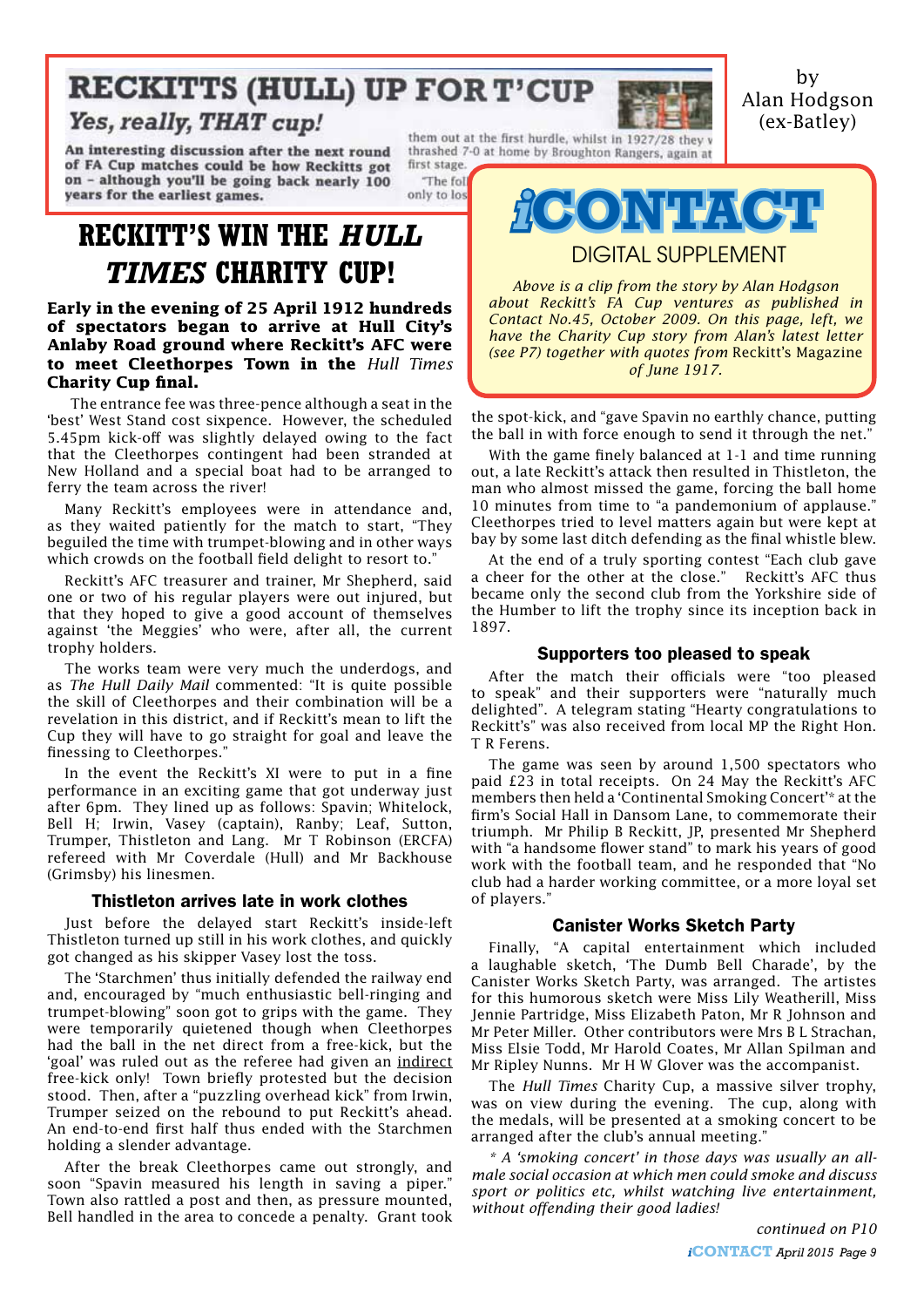# RECKITTS (HULL) UP FOR T'CUP

*Yes, really, THAT cup!*

**An interesting discussion after the next round of FA Cup matches could be how Reckitts got on - although you'll be going back nearly 100 years for the earliest games.**

them out at the first hurdle, whilst in 1927/28 they v thrashed 7-0 at home by Broughton Rangers, again at first stage.

"The fol only to los

by Alan Hodgson (ex-Batley)

## iCONTACT

DIGITAL SUPPLEMENT

*Above is a clip from the story by Alan Hodgson about Reckitt's FA Cup ventures as published in Contact No.45, October 2009. On this page, left, we have the Charity Cup story from Alan's latest letter (see P7) together with quotes from* Reckitt's Magazine *of June 1917.*

# RECKITT'S WIN THE *HULL TIMES* CHARITY CUP!

**Early in the evening of 25 April 1912 hundreds of spectators began to arrive at Hull City's Anlaby Road ground where Reckitt's AFC were to meet Cleethorpes Town in the *Hull Times* Charity Cup final.**

The entrance fee was three-pence although a seat in the 'best' West Stand cost sixpence. However, the scheduled 5.45pm kick-off was slightly delayed owing to the fact that the Cleethorpes contingent had been stranded at New Holland and a special boat had to be arranged to ferry the team across the river!

Many Reckitt's employees were in attendance and, as they waited patiently for the match to start, "They beguiled the time with trumpet-blowing and in other ways which crowds on the football field delight to resort to."

Reckitt's AFC treasurer and trainer, Mr Shepherd, said one or two of his regular players were out injured, but that they hoped to give a good account of themselves against 'the Meggies' who were, after all, the current trophy holders.

The works team were very much the underdogs, and as *The Hull Daily Mail* commented: "It is quite possible the skill of Cleethorpes and their combination will be a revelation in this district, and if Reckitt's mean to lift the Cup they will have to go straight for goal and leave the finessing to Cleethorpes."

In the event the Reckitt's XI were to put in a fine performance in an exciting game that got underway just after 6pm. They lined up as follows: Spavin; Whitelock, Bell H; Irwin, Vasey (captain), Ranby; Leaf, Sutton, Trumper, Thistleton and Lang. Mr T Robinson (ERCFA) refereed with Mr Coverdale (Hull) and Mr Backhouse (Grimsby) his linesmen.

### Thistleton arrives late in work clothes

Just before the delayed start Reckitt's inside-left Thistleton turned up still in his work clothes, and quickly got changed as his skipper Vasey lost the toss.

The 'Starchmen' thus initially defended the railway end and, encouraged by "much enthusiastic bell-ringing and trumpet-blowing" soon got to grips with the game. They were temporarily quietened though when Cleethorpes had the ball in the net direct from a free-kick, but the 'goal' was ruled out as the referee had given an indirect free-kick only! Town briefly protested but the decision stood. Then, after a "puzzling overhead kick" from Irwin, Trumper seized on the rebound to put Reckitt's ahead. An end-to-end first half thus ended with the Starchmen holding a slender advantage.

After the break Cleethorpes came out strongly, and soon "Spavin measured his length in saving a piper." Town also rattled a post and then, as pressure mounted, Bell handled in the area to concede a penalty. Grant took the spot-kick, and "gave Spavin no earthly chance, putting the ball in with force enough to send it through the net."

With the game finely balanced at 1-1 and time running out, a late Reckitt's attack then resulted in Thistleton, the man who almost missed the game, forcing the ball home 10 minutes from time to "a pandemonium of applause." Cleethorpes tried to level matters again but were kept at bay by some last ditch defending as the final whistle blew.

At the end of a truly sporting contest "Each club gave a cheer for the other at the close." Reckitt's AFC thus became only the second club from the Yorkshire side of the Humber to lift the trophy since its inception back in 1897.

### Supporters too pleased to speak

After the match their officials were "too pleased to speak" and their supporters were "naturally much delighted". A telegram stating "Hearty congratulations to Reckitt's" was also received from local MP the Right Hon. T R Ferens.

The game was seen by around 1,500 spectators who paid £23 in total receipts. On 24 May the Reckitt's AFC members then held a 'Continental Smoking Concert'* at the firm's Social Hall in Dansom Lane, to commemorate their triumph. Mr Philip B Reckitt, JP, presented Mr Shepherd with "a handsome flower stand" to mark his years of good work with the football team, and he responded that "No club had a harder working committee, or a more loyal set of players."

### Canister Works Sketch Party

Finally, "A capital entertainment which included a laughable sketch, 'The Dumb Bell Charade', by the Canister Works Sketch Party, was arranged. The artistes for this humorous sketch were Miss Lily Weatherill, Miss Jennie Partridge, Miss Elizabeth Paton, Mr R Johnson and Mr Peter Miller. Other contributors were Mrs B L Strachan, Miss Elsie Todd, Mr Harold Coates, Mr Allan Spilman and Mr Ripley Nunns. Mr H W Glover was the accompanist.

The *Hull Times* Charity Cup, a massive silver trophy, was on view during the evening. The cup, along with the medals, will be presented at a smoking concert to be arranged after the club's annual meeting."

*\* A 'smoking concert' in those days was usually an all-male social occasion at which men could smoke and discuss sport or politics etc, whilst watching live entertainment, without offending their good ladies!*

*continued on P10*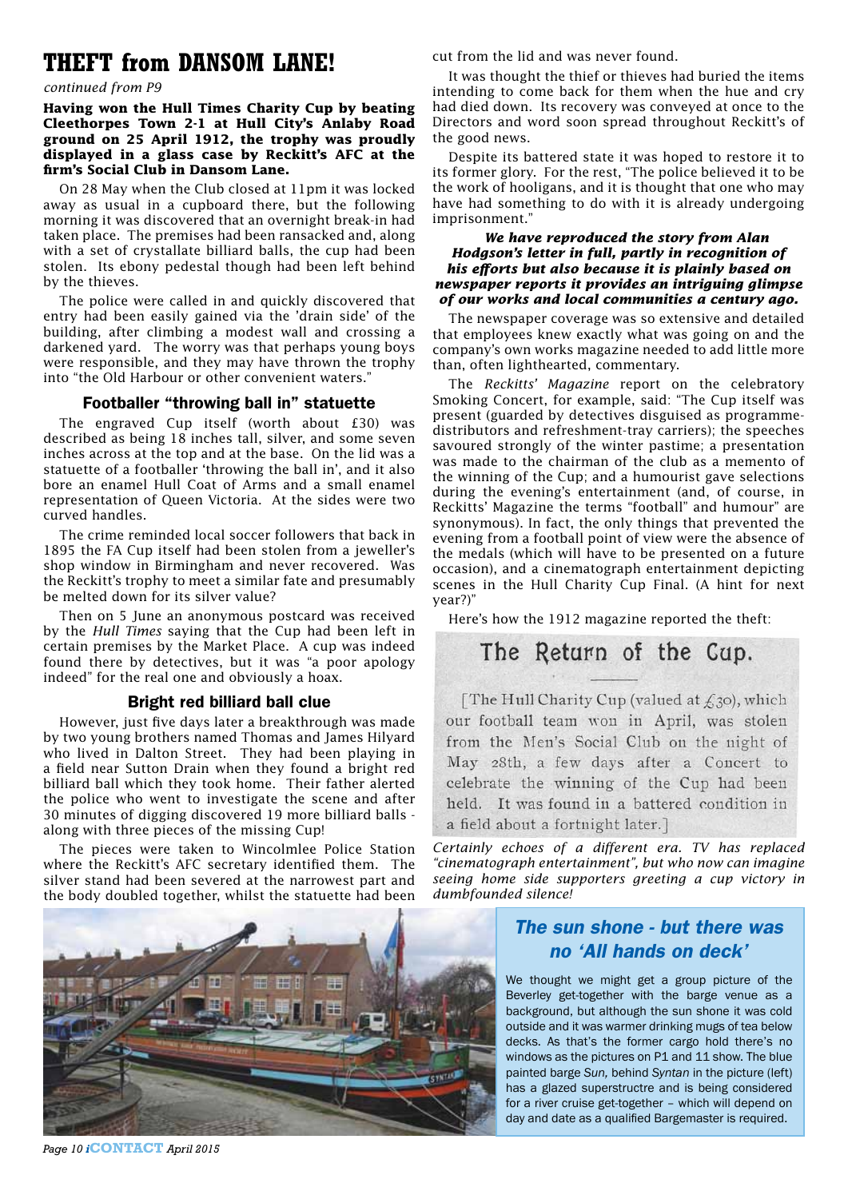# THEFT from DANSOM LANE!

*continued from P9*

**Having won the Hull Times Charity Cup by beating Cleethorpes Town 2-1 at Hull City's Anlaby Road ground on 25 April 1912, the trophy was proudly displayed in a glass case by Reckitt's AFC at the firm's Social Club in Dansom Lane.**

On 28 May when the Club closed at 11pm it was locked away as usual in a cupboard there, but the following morning it was discovered that an overnight break-in had taken place. The premises had been ransacked and, along with a set of crystallate billiard balls, the cup had been stolen. Its ebony pedestal though had been left behind by the thieves.

The police were called in and quickly discovered that entry had been easily gained via the 'drain side' of the building, after climbing a modest wall and crossing a darkened yard. The worry was that perhaps young boys were responsible, and they may have thrown the trophy into "the Old Harbour or other convenient waters."

### Footballer "throwing ball in" statuette

The engraved Cup itself (worth about £30) was described as being 18 inches tall, silver, and some seven inches across at the top and at the base. On the lid was a statuette of a footballer 'throwing the ball in', and it also bore an enamel Hull Coat of Arms and a small enamel representation of Queen Victoria. At the sides were two curved handles.

The crime reminded local soccer followers that back in 1895 the FA Cup itself had been stolen from a jeweller's shop window in Birmingham and never recovered. Was the Reckitt's trophy to meet a similar fate and presumably be melted down for its silver value?

Then on 5 June an anonymous postcard was received by the *Hull Times* saying that the Cup had been left in certain premises by the Market Place. A cup was indeed found there by detectives, but it was "a poor apology indeed" for the real one and obviously a hoax.

### Bright red billiard ball clue

However, just five days later a breakthrough was made by two young brothers named Thomas and James Hilyard who lived in Dalton Street. They had been playing in a field near Sutton Drain when they found a bright red billiard ball which they took home. Their father alerted the police who went to investigate the scene and after 30 minutes of digging discovered 19 more billiard balls - along with three pieces of the missing Cup!

The pieces were taken to Wincolmlee Police Station where the Reckitt's AFC secretary identified them. The silver stand had been severed at the narrowest part and the body doubled together, whilst the statuette had been cut from the lid and was never found.

It was thought the thief or thieves had buried the items intending to come back for them when the hue and cry had died down. Its recovery was conveyed at once to the Directors and word soon spread throughout Reckitt's of the good news.

Despite its battered state it was hoped to restore it to its former glory. For the rest, "The police believed it to be the work of hooligans, and it is thought that one who may have had something to do with it is already undergoing imprisonment."

***We have reproduced the story from Alan Hodgson's letter in full, partly in recognition of his efforts but also because it is plainly based on newspaper reports it provides an intriguing glimpse of our works and local communities a century ago.***

The newspaper coverage was so extensive and detailed that employees knew exactly what was going on and the company's own works magazine needed to add little more than, often lighthearted, commentary.

The *Reckitts' Magazine* report on the celebratory Smoking Concert, for example, said: "The Cup itself was present (guarded by detectives disguised as programme-distributors and refreshment-tray carriers); the speeches savoured strongly of the winter pastime; a presentation was made to the chairman of the club as a memento of the winning of the Cup; and a humourist gave selections during the evening's entertainment (and, of course, in Reckitts' Magazine the terms "football" and humour" are synonymous). In fact, the only things that prevented the evening from a football point of view were the absence of the medals (which will have to be presented on a future occasion), and a cinematograph entertainment depicting scenes in the Hull Charity Cup Final. (A hint for next year?)"

Here's how the 1912 magazine reported the theft:

## The Return of the Cup.

[The Hull Charity Cup (valued at £30), which our football team won in April, was stolen from the Men's Social Club on the night of May 28th, a few days after a Concert to celebrate the winning of the Cup had been held. It was found in a battered condition in a field about a fortnight later.]

*Certainly echoes of a different era. TV has replaced "cinematograph entertainment", but who now can imagine seeing home side supporters greeting a cup victory in dumbfounded silence!*

## *The sun shone - but there was no 'All hands on deck'*

We thought we might get a group picture of the Beverley get-together with the barge venue as a background, but although the sun shone it was cold outside and it was warmer drinking mugs of tea below decks. As that's the former cargo hold there's no windows as the pictures on P1 and 11 show. The blue painted barge *Sun,* behind *Syntan* in the picture (left) has a glazed superstructre and is being considered for a river cruise get-together – which will depend on day and date as a qualified Bargemaster is required.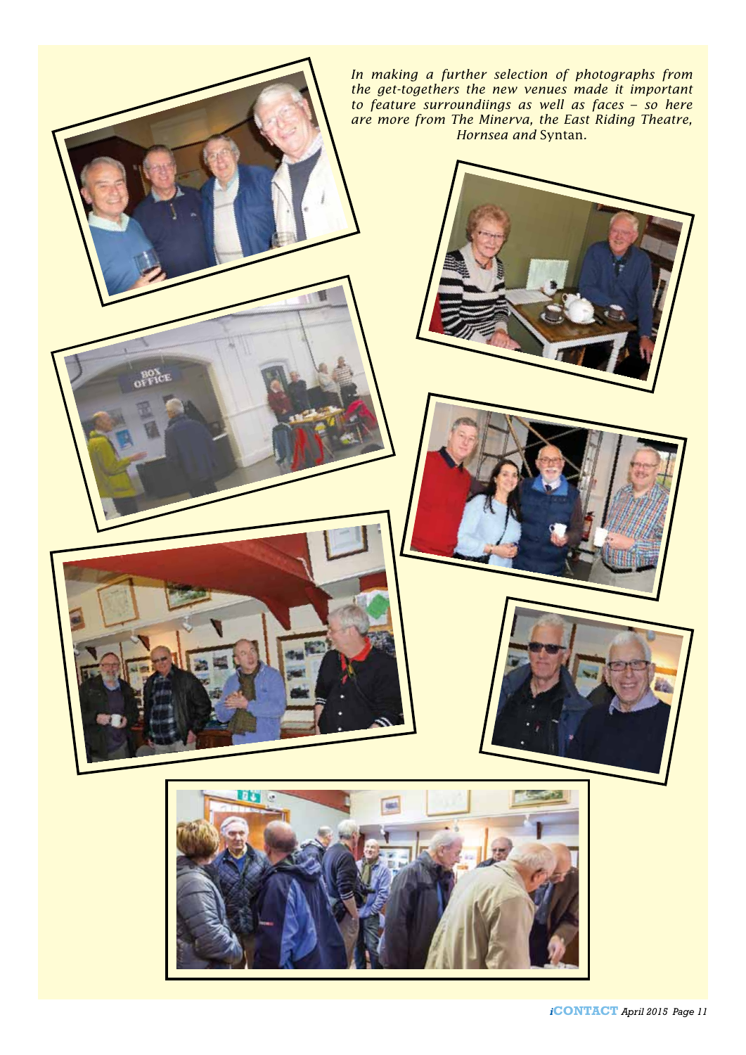*In making a further selection of photographs from the get-togethers the new venues made it important to feature surroundiings as well as faces – so here are more from The Minerva, the East Riding Theatre, Hornsea and* Syntan.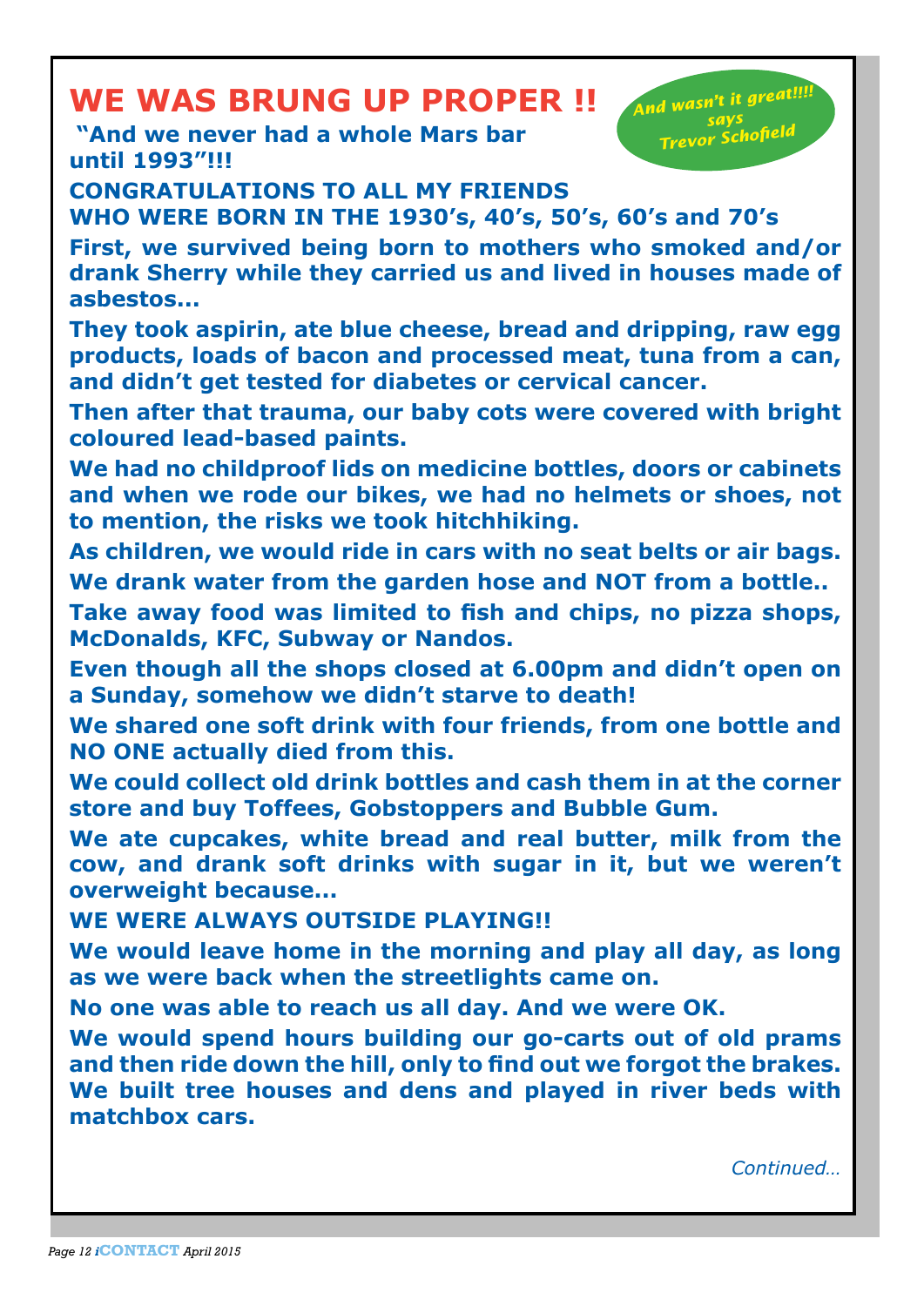# WE WAS BRUNG UP PROPER !!

*And wasn't it great!!!! says Trevor Schofield*

**"And we never had a whole Mars bar until 1993"!!!**

**CONGRATULATIONS TO ALL MY FRIENDS WHO WERE BORN IN THE 1930's, 40's, 50's, 60's and 70's**

**First, we survived being born to mothers who smoked and/or drank Sherry while they carried us and lived in houses made of asbestos...**

**They took aspirin, ate blue cheese, bread and dripping, raw egg products, loads of bacon and processed meat, tuna from a can, and didn't get tested for diabetes or cervical cancer.**

**Then after that trauma, our baby cots were covered with bright coloured lead-based paints.**

**We had no childproof lids on medicine bottles, doors or cabinets and when we rode our bikes, we had no helmets or shoes, not to mention, the risks we took hitchhiking.**

**As children, we would ride in cars with no seat belts or air bags.**

**We drank water from the garden hose and NOT from a bottle..**

**Take away food was limited to fish and chips, no pizza shops, McDonalds, KFC, Subway or Nandos.**

**Even though all the shops closed at 6.00pm and didn't open on a Sunday, somehow we didn't starve to death!**

**We shared one soft drink with four friends, from one bottle and NO ONE actually died from this.**

**We could collect old drink bottles and cash them in at the corner store and buy Toffees, Gobstoppers and Bubble Gum.**

**We ate cupcakes, white bread and real butter, milk from the cow, and drank soft drinks with sugar in it, but we weren't overweight because...**

**WE WERE ALWAYS OUTSIDE PLAYING!!**

**We would leave home in the morning and play all day, as long as we were back when the streetlights came on.**

**No one was able to reach us all day. And we were OK.**

**We would spend hours building our go-carts out of old prams and then ride down the hill, only to find out we forgot the brakes. We built tree houses and dens and played in river beds with matchbox cars.**

*Continued…*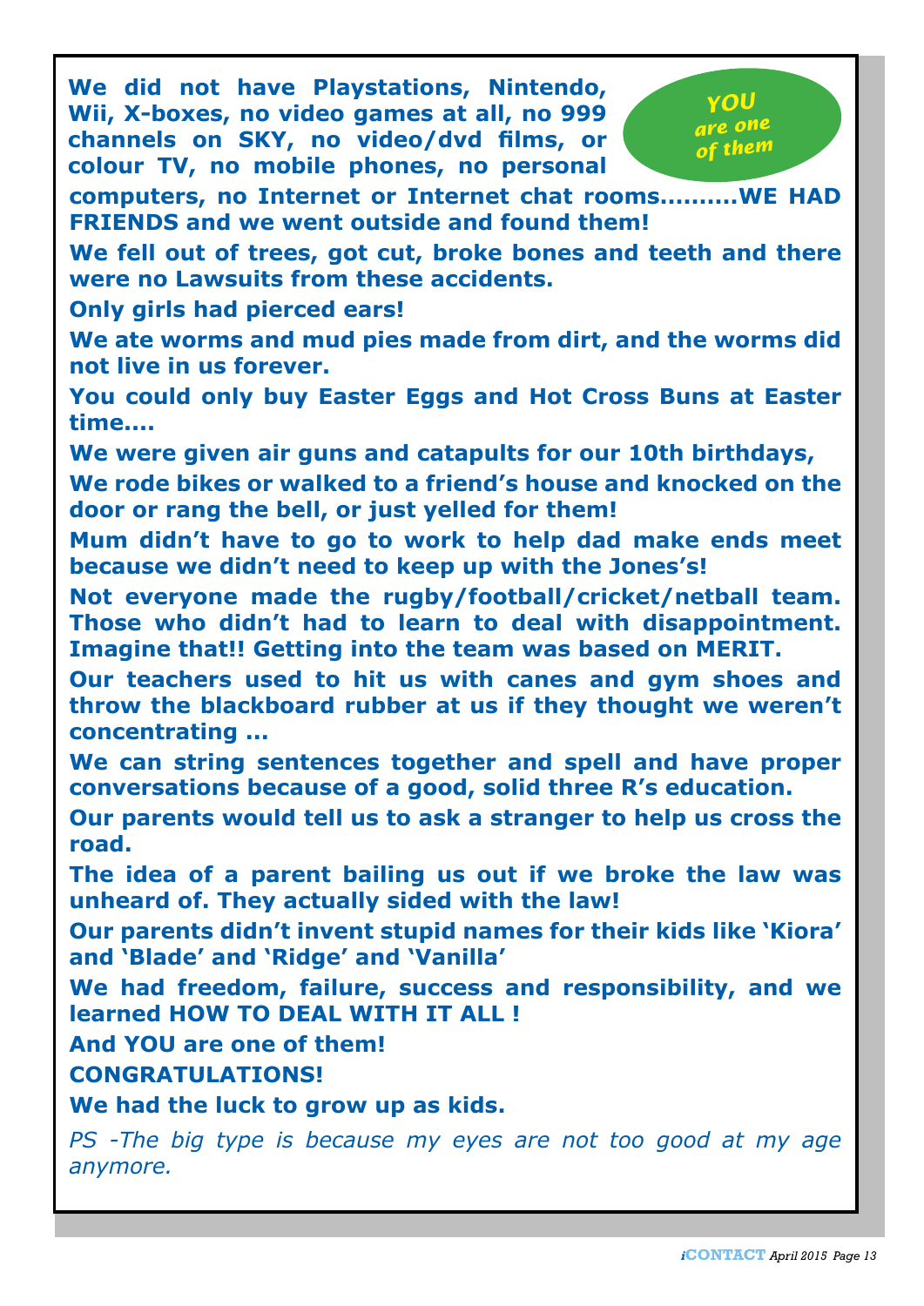**YOU** *are one of them*

**We did not have Playstations, Nintendo, Wii, X-boxes, no video games at all, no 999 channels on SKY, no video/dvd films, or colour TV, no mobile phones, no personal computers, no Internet or Internet chat rooms..........WE HAD FRIENDS and we went outside and found them!**

**We fell out of trees, got cut, broke bones and teeth and there were no Lawsuits from these accidents.**

**Only girls had pierced ears!**

**We ate worms and mud pies made from dirt, and the worms did not live in us forever.**

**You could only buy Easter Eggs and Hot Cross Buns at Easter time....**

**We were given air guns and catapults for our 10th birthdays,**

**We rode bikes or walked to a friend's house and knocked on the door or rang the bell, or just yelled for them!**

**Mum didn't have to go to work to help dad make ends meet because we didn't need to keep up with the Jones's!**

**Not everyone made the rugby/football/cricket/netball team. Those who didn't had to learn to deal with disappointment. Imagine that!! Getting into the team was based on MERIT.**

**Our teachers used to hit us with canes and gym shoes and throw the blackboard rubber at us if they thought we weren't concentrating ...**

**We can string sentences together and spell and have proper conversations because of a good, solid three R's education.**

**Our parents would tell us to ask a stranger to help us cross the road.**

**The idea of a parent bailing us out if we broke the law was unheard of. They actually sided with the law!**

**Our parents didn't invent stupid names for their kids like 'Kiora' and 'Blade' and 'Ridge' and 'Vanilla'**

**We had freedom, failure, success and responsibility, and we learned HOW TO DEAL WITH IT ALL !**

**And YOU are one of them!**

**CONGRATULATIONS!**

**We had the luck to grow up as kids.**

*PS -The big type is because my eyes are not too good at my age anymore.*